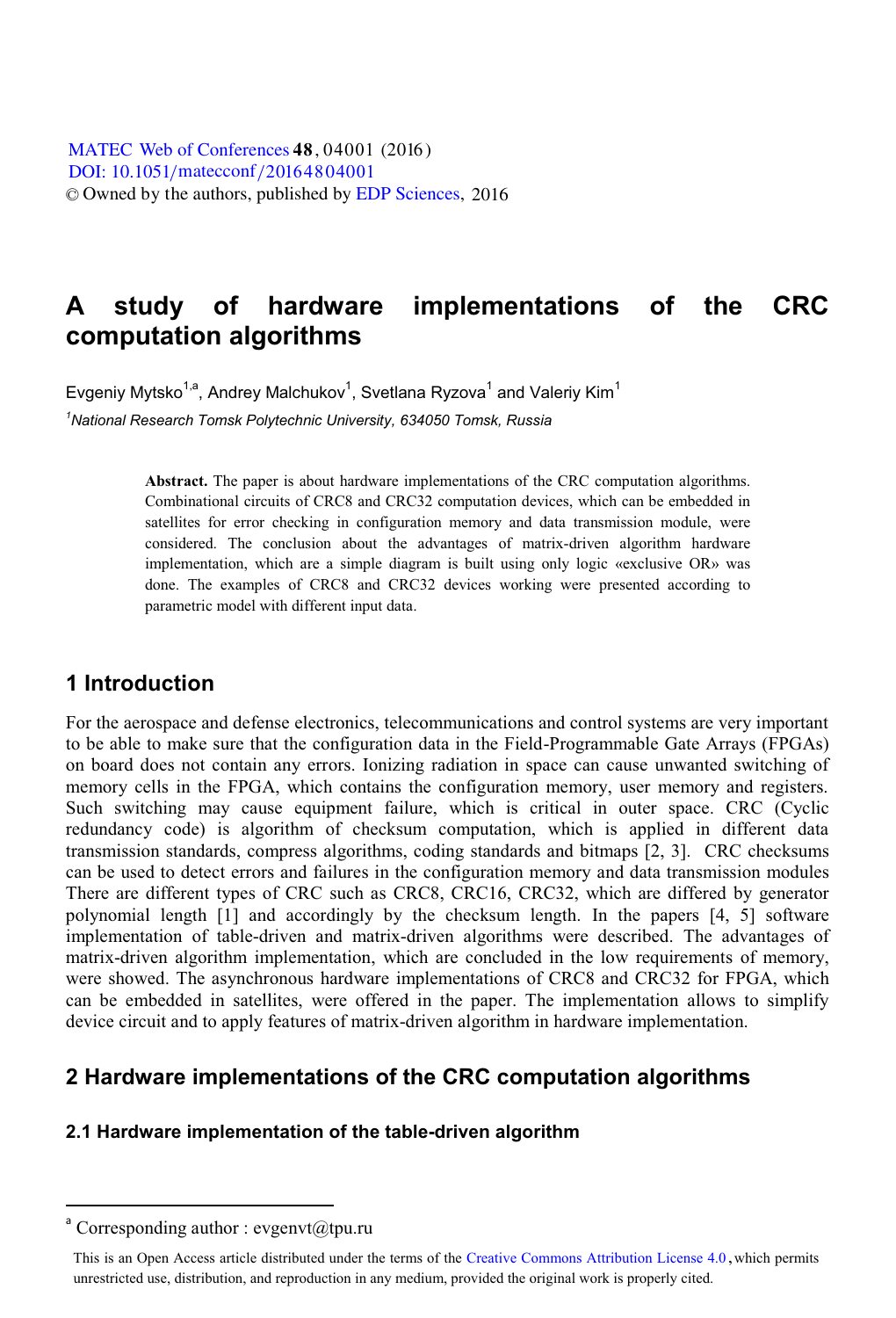# A study of hardware implementations of the CRC computation algorithms

Evgeniy Mytsko[1,a], Andrey Malchukov[1], Svetlana Ryzova[1] and Valeriy Kim[1]

[1]*National Research Tomsk Polytechnic University, 634050 Tomsk, Russia*

**Abstract.** The paper is about hardware implementations of the CRC computation algorithms. Combinational circuits of CRC8 and CRC32 computation devices, which can be embedded in satellites for error checking in configuration memory and data transmission module, were considered. The conclusion about the advantages of matrix-driven algorithm hardware implementation, which are a simple diagram is built using only logic «exclusive OR» was done. The examples of CRC8 and CRC32 devices working were presented according to parametric model with different input data.

## 1 Introduction

For the aerospace and defense electronics, telecommunications and control systems are very important to be able to make sure that the configuration data in the Field-Programmable Gate Arrays (FPGAs) on board does not contain any errors. Ionizing radiation in space can cause unwanted switching of memory cells in the FPGA, which contains the configuration memory, user memory and registers. Such switching may cause equipment failure, which is critical in outer space. CRC (Cyclic redundancy code) is algorithm of checksum computation, which is applied in different data transmission standards, compress algorithms, coding standards and bitmaps [2, 3]. CRC checksums can be used to detect errors and failures in the configuration memory and data transmission modules There are different types of CRC such as CRC8, CRC16, CRC32, which are differed by generator polynomial length [1] and accordingly by the checksum length. In the papers [4, 5] software implementation of table-driven and matrix-driven algorithms were described. The advantages of matrix-driven algorithm implementation, which are concluded in the low requirements of memory, were showed. The asynchronous hardware implementations of CRC8 and CRC32 for FPGA, which can be embedded in satellites, were offered in the paper. The implementation allows to simplify device circuit and to apply features of matrix-driven algorithm in hardware implementation.

## 2 Hardware implementations of the CRC computation algorithms

### 2.1 Hardware implementation of the table-driven algorithm

---

[a] Corresponding author : evgenvt@tpu.ru

This is an Open Access article distributed under the terms of the Creative Commons Attribution License 4.0, which permits unrestricted use, distribution, and reproduction in any medium, provided the original work is properly cited.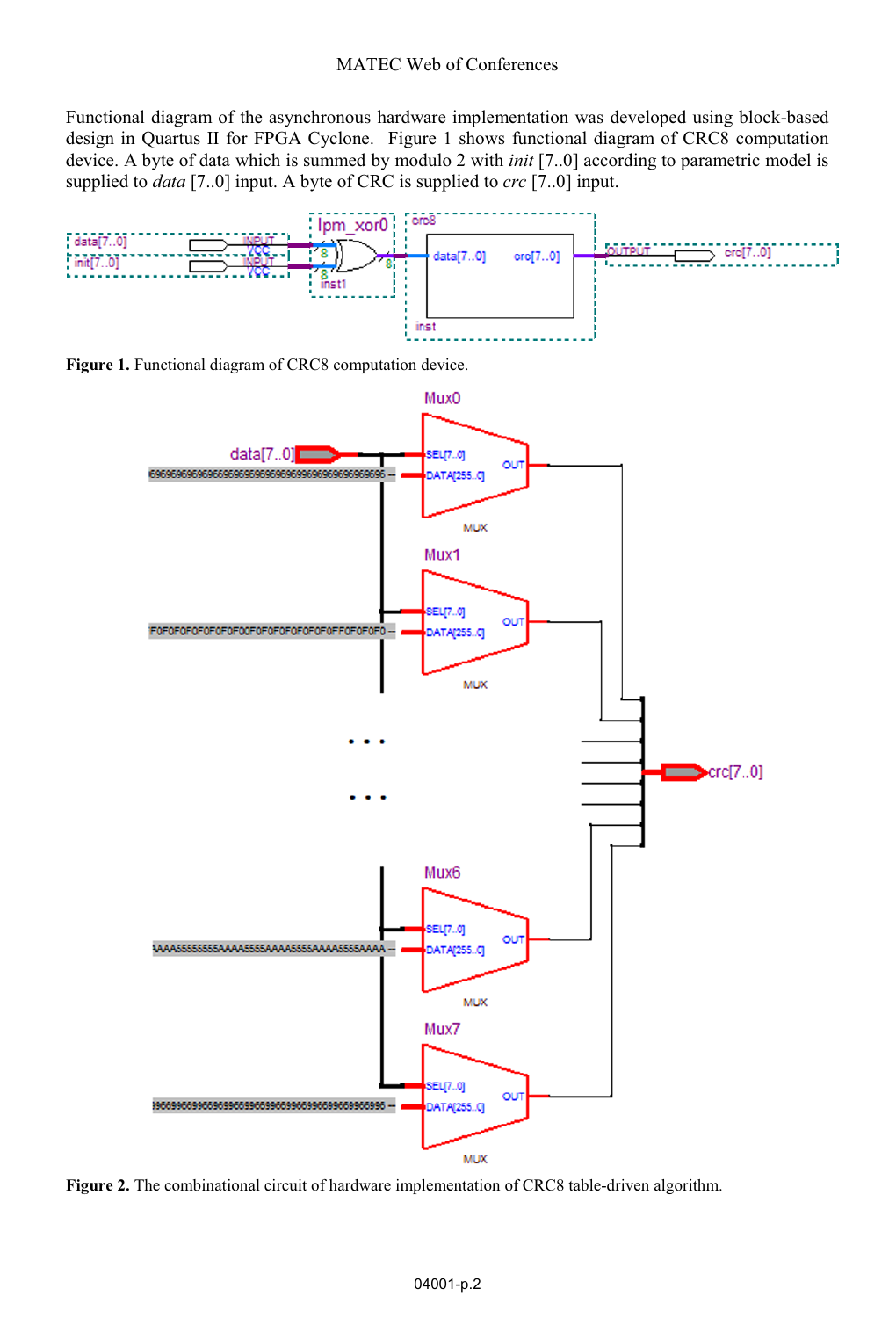Functional diagram of the asynchronous hardware implementation was developed using block-based design in Quartus II for FPGA Cyclone. Figure 1 shows functional diagram of CRC8 computation device. A byte of data which is summed by modulo 2 with *init* [7..0] according to parametric model is supplied to *data* [7..0] input. A byte of CRC is supplied to *crc* [7..0] input.

**Figure 1.** Functional diagram of CRC8 computation device.

**Figure 2.** The combinational circuit of hardware implementation of CRC8 table-driven algorithm.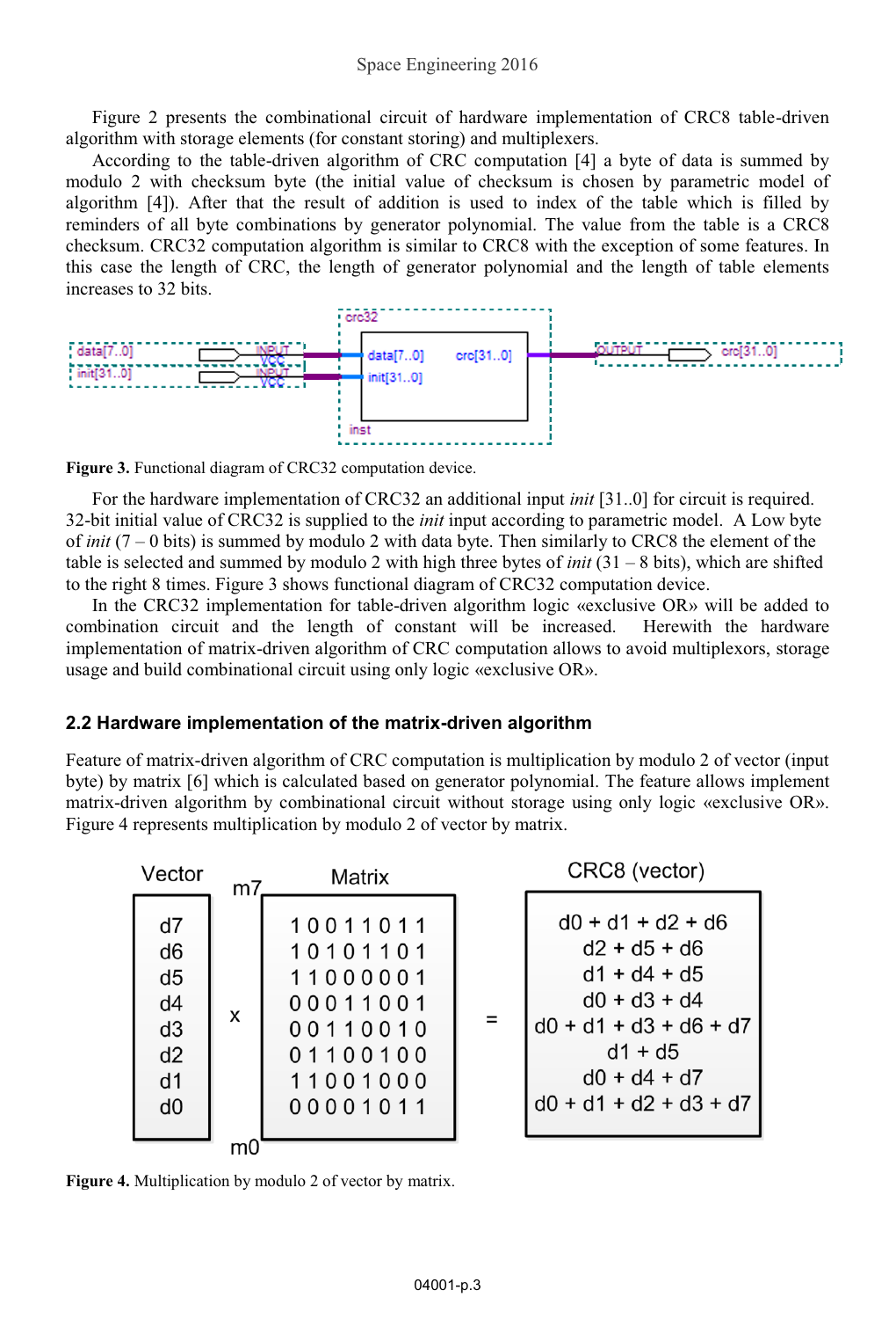Figure 2 presents the combinational circuit of hardware implementation of CRC8 table-driven algorithm with storage elements (for constant storing) and multiplexers.

According to the table-driven algorithm of CRC computation [4] a byte of data is summed by modulo 2 with checksum byte (the initial value of checksum is chosen by parametric model of algorithm [4]). After that the result of addition is used to index of the table which is filled by reminders of all byte combinations by generator polynomial. The value from the table is a CRC8 checksum. CRC32 computation algorithm is similar to CRC8 with the exception of some features. In this case the length of CRC, the length of generator polynomial and the length of table elements increases to 32 bits.

**Figure 3.** Functional diagram of CRC32 computation device.

For the hardware implementation of CRC32 an additional input *init* [31..0] for circuit is required. 32-bit initial value of CRC32 is supplied to the *init* input according to parametric model. A Low byte of *init* (7 – 0 bits) is summed by modulo 2 with data byte. Then similarly to CRC8 the element of the table is selected and summed by modulo 2 with high three bytes of *init* (31 – 8 bits), which are shifted to the right 8 times. Figure 3 shows functional diagram of CRC32 computation device.

In the CRC32 implementation for table-driven algorithm logic «exclusive OR» will be added to combination circuit and the length of constant will be increased. Herewith the hardware implementation of matrix-driven algorithm of CRC computation allows to avoid multiplexors, storage usage and build combinational circuit using only logic «exclusive OR».

## 2.2 Hardware implementation of the matrix-driven algorithm

Feature of matrix-driven algorithm of CRC computation is multiplication by modulo 2 of vector (input byte) by matrix [6] which is calculated based on generator polynomial. The feature allows implement matrix-driven algorithm by combinational circuit without storage using only logic «exclusive OR». Figure 4 represents multiplication by modulo 2 of vector by matrix.

$$
\begin{pmatrix} d7 \\ d6 \\ d5 \\ d4 \\ d3 \\ d2 \\ d1 \\ d0 \end{pmatrix}
\times
\begin{pmatrix}
1&0&0&1&1&0&1&1 \\
1&0&1&0&1&1&0&1 \\
1&1&0&0&0&0&0&1 \\
0&0&0&1&1&0&0&1 \\
0&0&1&1&0&0&1&0 \\
0&1&1&0&0&1&0&0 \\
1&1&0&0&1&0&0&0 \\
0&0&0&0&1&0&1&1
\end{pmatrix}
=
\begin{pmatrix}
d0 + d1 + d2 + d6 \\
d2 + d5 + d6 \\
d1 + d4 + d5 \\
d0 + d3 + d4 \\
d0 + d1 + d3 + d6 + d7 \\
d1 + d5 \\
d0 + d4 + d7 \\
d0 + d1 + d2 + d3 + d7
\end{pmatrix}
$$

Vector (d7 … d0) × Matrix (rows m7 … m0) = CRC8 (vector)

**Figure 4.** Multiplication by modulo 2 of vector by matrix.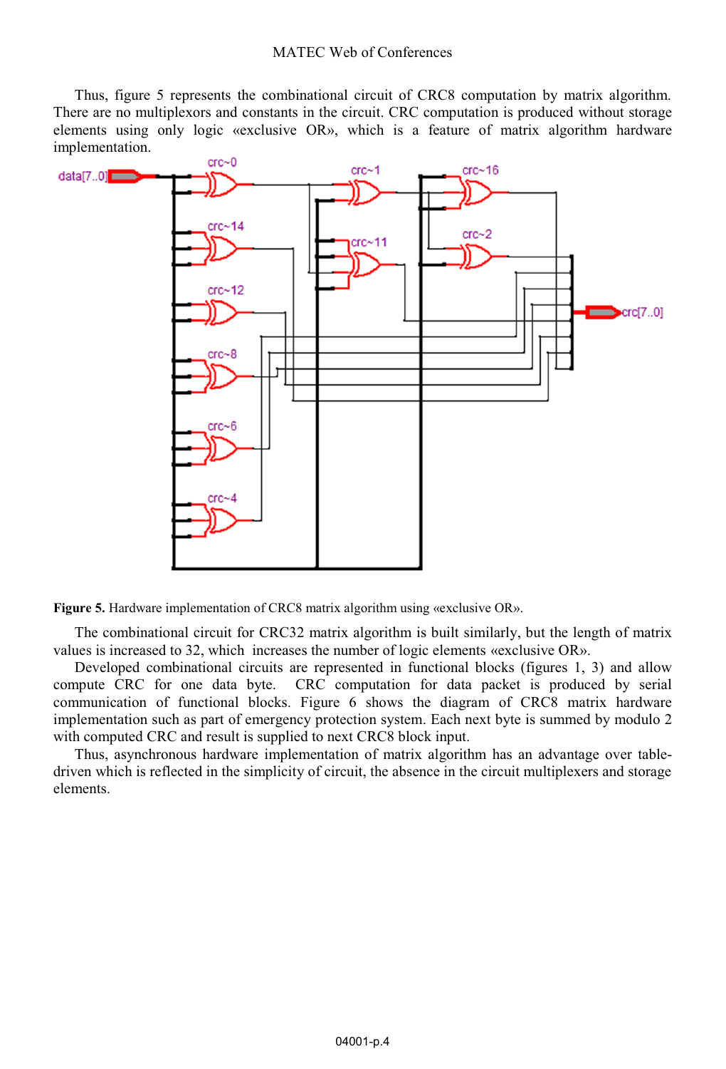Thus, figure 5 represents the combinational circuit of CRC8 computation by matrix algorithm. There are no multiplexors and constants in the circuit. CRC computation is produced without storage elements using only logic «exclusive OR», which is a feature of matrix algorithm hardware implementation.

**Figure 5.** Hardware implementation of CRC8 matrix algorithm using «exclusive OR».

The combinational circuit for CRC32 matrix algorithm is built similarly, but the length of matrix values is increased to 32, which increases the number of logic elements «exclusive OR».

Developed combinational circuits are represented in functional blocks (figures 1, 3) and allow compute CRC for one data byte. CRC computation for data packet is produced by serial communication of functional blocks. Figure 6 shows the diagram of CRC8 matrix hardware implementation such as part of emergency protection system. Each next byte is summed by modulo 2 with computed CRC and result is supplied to next CRC8 block input.

Thus, asynchronous hardware implementation of matrix algorithm has an advantage over table-driven which is reflected in the simplicity of circuit, the absence in the circuit multiplexers and storage elements.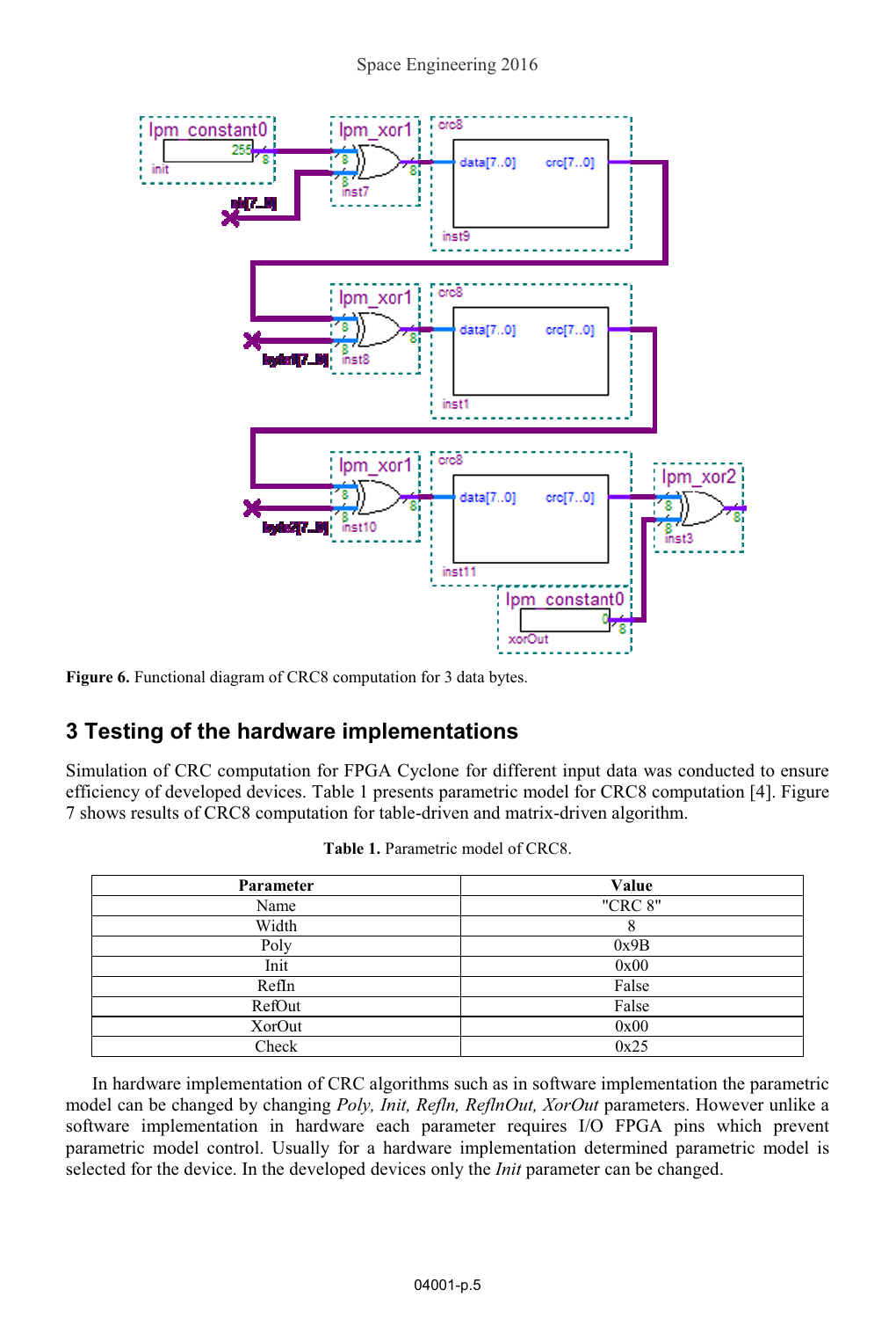Figure 6. Functional diagram of CRC8 computation for 3 data bytes.

## 3 Testing of the hardware implementations

Simulation of CRC computation for FPGA Cyclone for different input data was conducted to ensure efficiency of developed devices. Table 1 presents parametric model for CRC8 computation [4]. Figure 7 shows results of CRC8 computation for table-driven and matrix-driven algorithm.

**Table 1.** Parametric model of CRC8.

| Parameter | Value |
|---|---|
| Name | "CRC 8" |
| Width | 8 |
| Poly | 0x9B |
| Init | 0x00 |
| RefIn | False |
| RefOut | False |
| XorOut | 0x00 |
| Check | 0x25 |

In hardware implementation of CRC algorithms such as in software implementation the parametric model can be changed by changing *Poly, Init, RefIn, RefInOut, XorOut* parameters. However unlike a software implementation in hardware each parameter requires I/O FPGA pins which prevent parametric model control. Usually for a hardware implementation determined parametric model is selected for the device. In the developed devices only the *Init* parameter can be changed.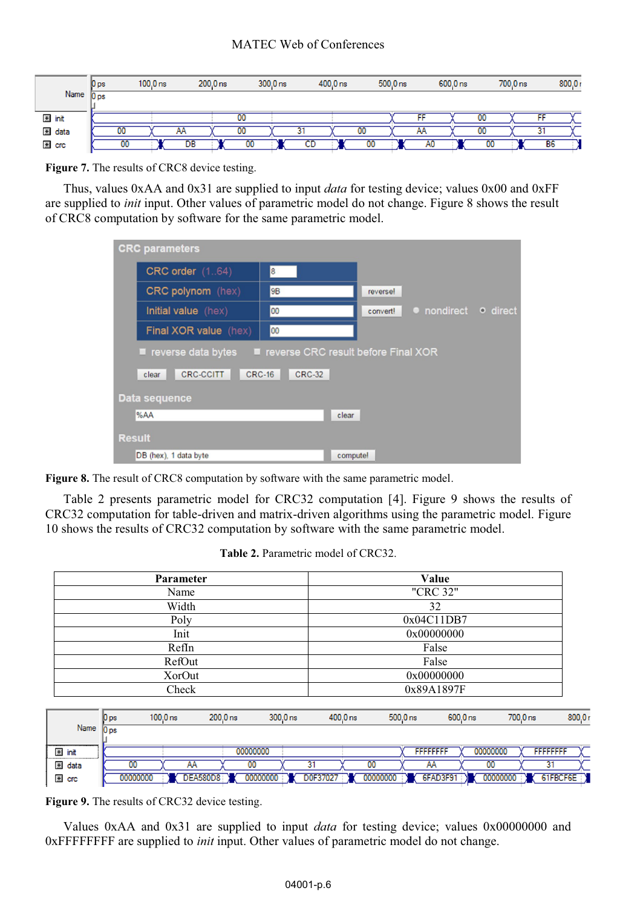**Figure 7.** The results of CRC8 device testing.

Thus, values 0xAA and 0x31 are supplied to input *data* for testing device; values 0x00 and 0xFF are supplied to *init* input. Other values of parametric model do not change. Figure 8 shows the result of CRC8 computation by software for the same parametric model.

**Figure 8.** The result of CRC8 computation by software with the same parametric model.

Table 2 presents parametric model for CRC32 computation [4]. Figure 9 shows the results of CRC32 computation for table-driven and matrix-driven algorithms using the parametric model. Figure 10 shows the results of CRC32 computation by software with the same parametric model.

**Table 2.** Parametric model of CRC32.

| Parameter | Value |
|---|---|
| Name | "CRC 32" |
| Width | 32 |
| Poly | 0x04C11DB7 |
| Init | 0x00000000 |
| RefIn | False |
| RefOut | False |
| XorOut | 0x00000000 |
| Check | 0x89A1897F |

**Figure 9.** The results of CRC32 device testing.

Values 0xAA and 0x31 are supplied to input *data* for testing device; values 0x00000000 and 0xFFFFFFFF are supplied to *init* input. Other values of parametric model do not change.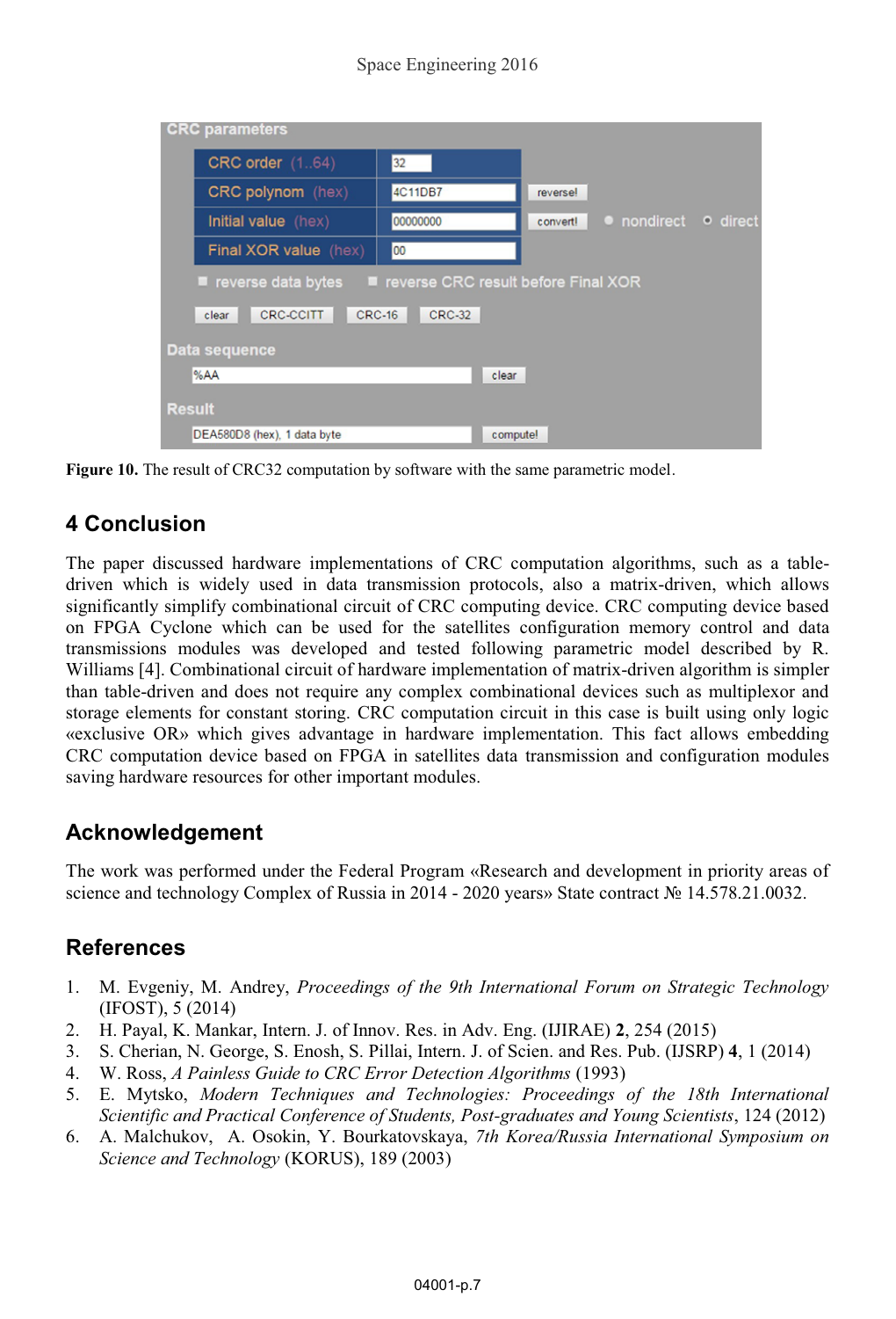**Figure 10.** The result of CRC32 computation by software with the same parametric model.

## 4 Conclusion

The paper discussed hardware implementations of CRC computation algorithms, such as a table-driven which is widely used in data transmission protocols, also a matrix-driven, which allows significantly simplify combinational circuit of CRC computing device. CRC computing device based on FPGA Cyclone which can be used for the satellites configuration memory control and data transmissions modules was developed and tested following parametric model described by R. Williams [4]. Combinational circuit of hardware implementation of matrix-driven algorithm is simpler than table-driven and does not require any complex combinational devices such as multiplexor and storage elements for constant storing. CRC computation circuit in this case is built using only logic «exclusive OR» which gives advantage in hardware implementation. This fact allows embedding CRC computation device based on FPGA in satellites data transmission and configuration modules saving hardware resources for other important modules.

## Acknowledgement

The work was performed under the Federal Program «Research and development in priority areas of science and technology Complex of Russia in 2014 - 2020 years» State contract № 14.578.21.0032.

## References

1. M. Evgeniy, M. Andrey, *Proceedings of the 9th International Forum on Strategic Technology* (IFOST), 5 (2014)
2. H. Payal, K. Mankar, Intern. J. of Innov. Res. in Adv. Eng. (IJIRAE) **2**, 254 (2015)
3. S. Cherian, N. George, S. Enosh, S. Pillai, Intern. J. of Scien. and Res. Pub. (IJSRP) **4**, 1 (2014)
4. W. Ross, *A Painless Guide to CRC Error Detection Algorithms* (1993)
5. E. Mytsko, *Modern Techniques and Technologies: Proceedings of the 18th International Scientific and Practical Conference of Students, Post-graduates and Young Scientists*, 124 (2012)
6. A. Malchukov, A. Osokin, Y. Bourkatovskaya, *7th Korea/Russia International Symposium on Science and Technology* (KORUS), 189 (2003)